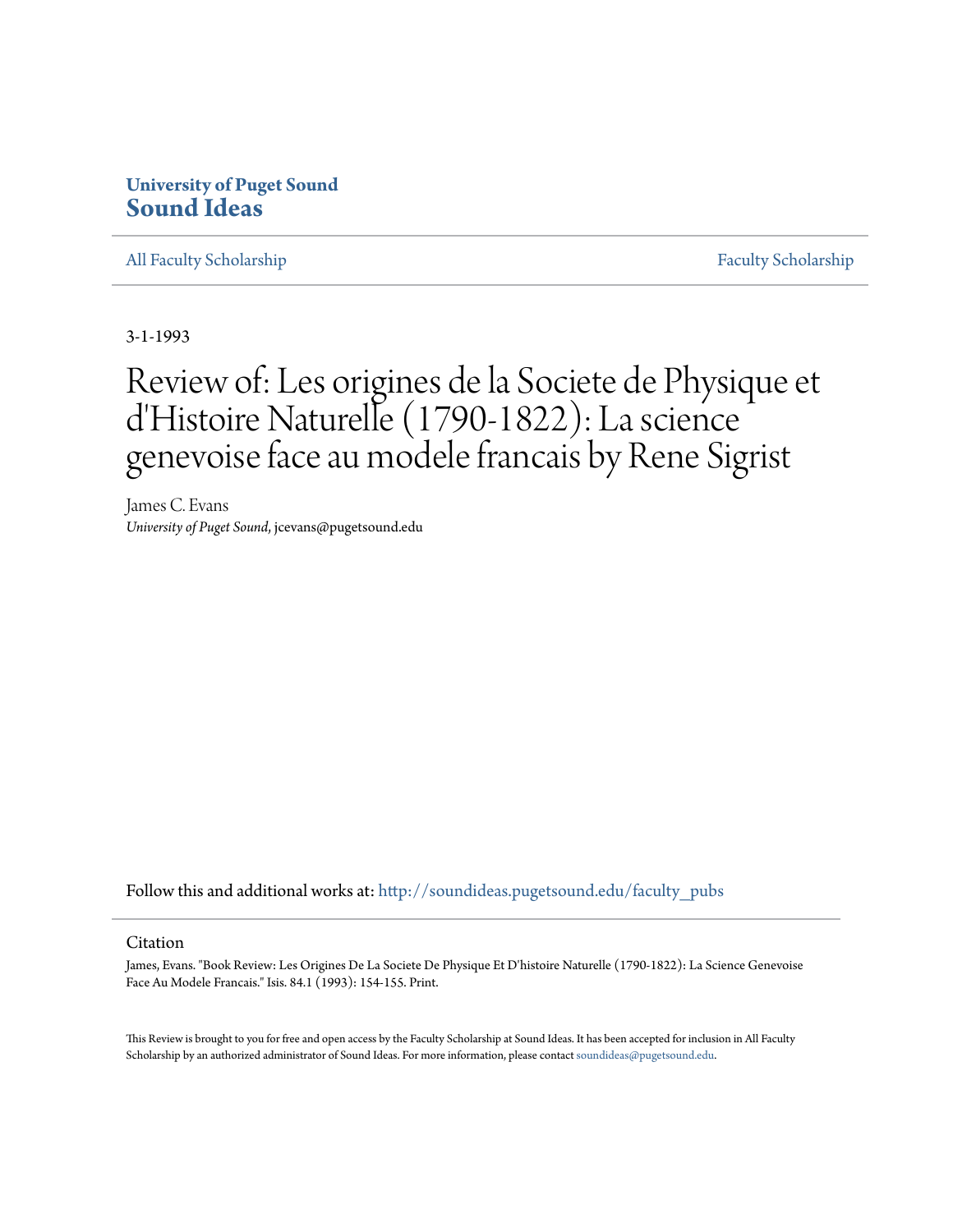**University of Puget Sound**
**Sound Ideas**

All Faculty Scholarship | Faculty Scholarship

3-1-1993

# Review of: Les origines de la Societe de Physique et d'Histoire Naturelle (1790-1822): La science genevoise face au modele francais by Rene Sigrist

James C. Evans
*University of Puget Sound*, jcevans@pugetsound.edu

Follow this and additional works at: http://soundideas.pugetsound.edu/faculty_pubs

## Citation

James, Evans. "Book Review: Les Origines De La Societe De Physique Et D'histoire Naturelle (1790-1822): La Science Genevoise Face Au Modele Francais." Isis. 84.1 (1993): 154-155. Print.

This Review is brought to you for free and open access by the Faculty Scholarship at Sound Ideas. It has been accepted for inclusion in All Faculty Scholarship by an authorized administrator of Sound Ideas. For more information, please contact soundideas@pugetsound.edu.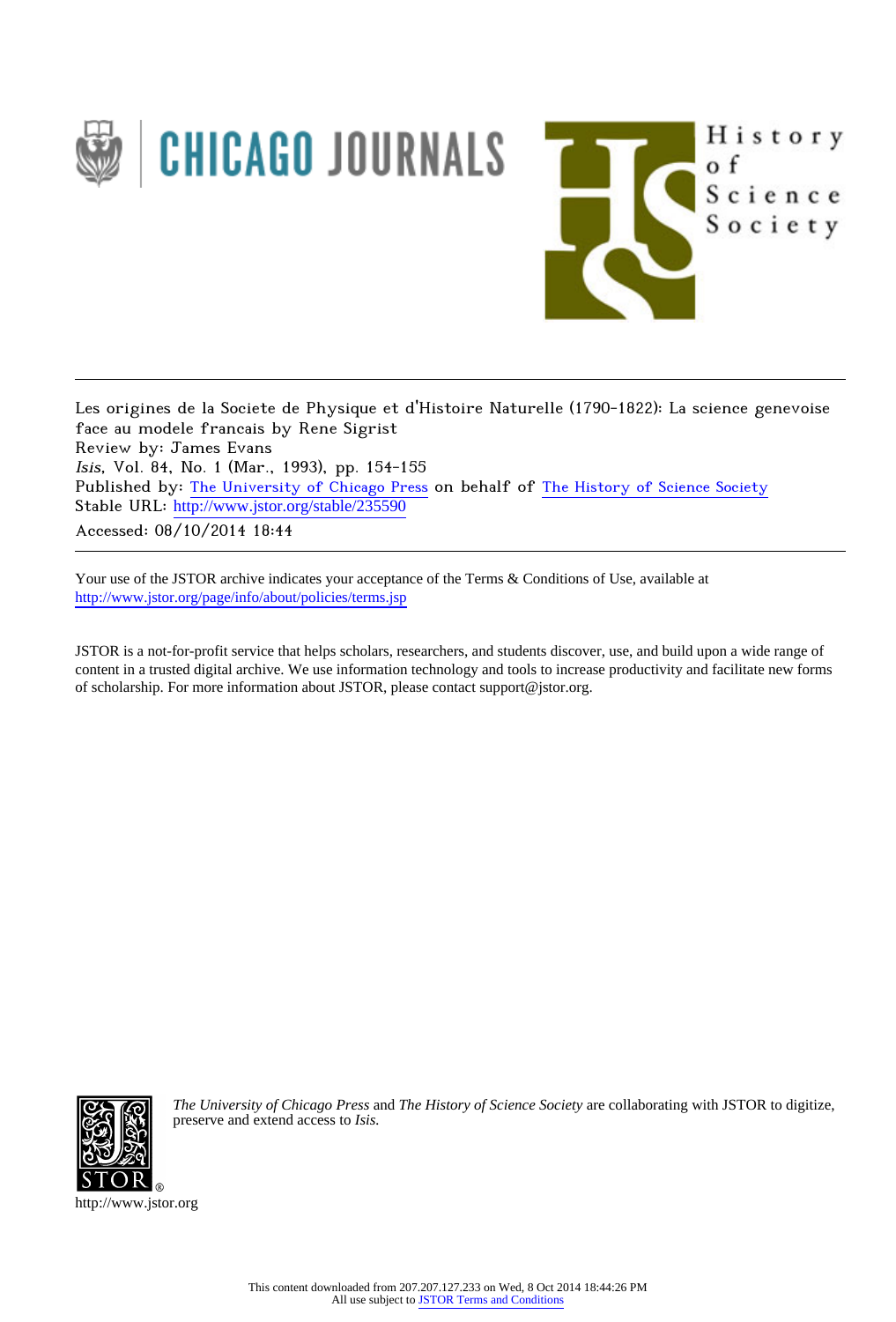Les origines de la Societe de Physique et d'Histoire Naturelle (1790-1822): La science genevoise face au modele francais by Rene Sigrist

Review by: James Evans

*Isis*, Vol. 84, No. 1 (Mar., 1993), pp. 154-155

Published by: The University of Chicago Press on behalf of The History of Science Society

Stable URL: http://www.jstor.org/stable/235590

Accessed: 08/10/2014 18:44

Your use of the JSTOR archive indicates your acceptance of the Terms & Conditions of Use, available at http://www.jstor.org/page/info/about/policies/terms.jsp

JSTOR is a not-for-profit service that helps scholars, researchers, and students discover, use, and build upon a wide range of content in a trusted digital archive. We use information technology and tools to increase productivity and facilitate new forms of scholarship. For more information about JSTOR, please contact support@jstor.org.

*The University of Chicago Press* and *The History of Science Society* are collaborating with JSTOR to digitize, preserve and extend access to *Isis.*

http://www.jstor.org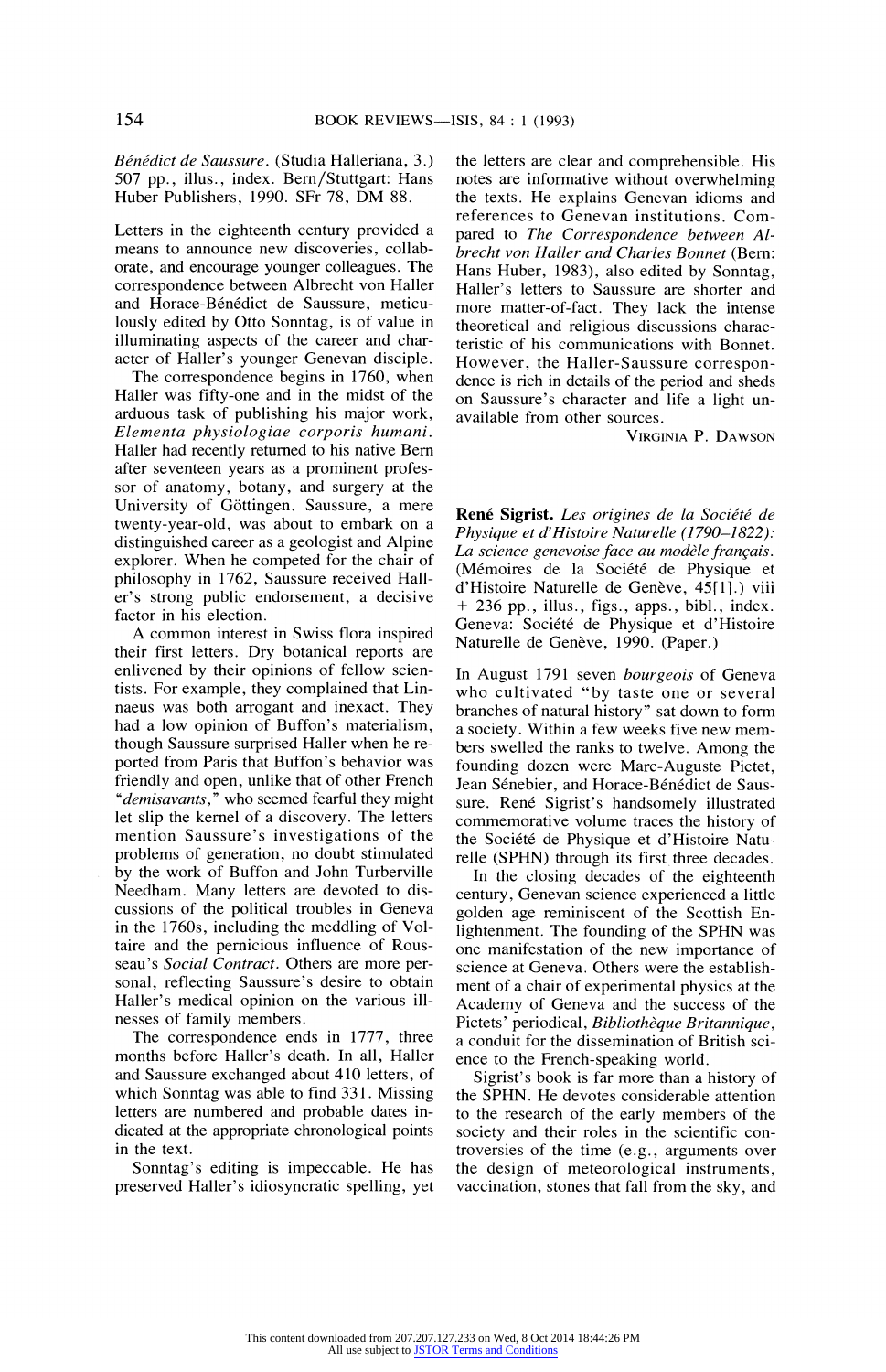*Bénédict de Saussure*. (Studia Halleriana, 3.) 507 pp., illus., index. Bern/Stuttgart: Hans Huber Publishers, 1990. SFr 78, DM 88.

Letters in the eighteenth century provided a means to announce new discoveries, collaborate, and encourage younger colleagues. The correspondence between Albrecht von Haller and Horace-Bénédict de Saussure, meticulously edited by Otto Sonntag, is of value in illuminating aspects of the career and character of Haller's younger Genevan disciple.

The correspondence begins in 1760, when Haller was fifty-one and in the midst of the arduous task of publishing his major work, *Elementa physiologiae corporis humani*. Haller had recently returned to his native Bern after seventeen years as a prominent professor of anatomy, botany, and surgery at the University of Göttingen. Saussure, a mere twenty-year-old, was about to embark on a distinguished career as a geologist and Alpine explorer. When he competed for the chair of philosophy in 1762, Saussure received Haller's strong public endorsement, a decisive factor in his election.

A common interest in Swiss flora inspired their first letters. Dry botanical reports are enlivened by their opinions of fellow scientists. For example, they complained that Linnaeus was both arrogant and inexact. They had a low opinion of Buffon's materialism, though Saussure surprised Haller when he reported from Paris that Buffon's behavior was friendly and open, unlike that of other French "*demisavants*," who seemed fearful they might let slip the kernel of a discovery. The letters mention Saussure's investigations of the problems of generation, no doubt stimulated by the work of Buffon and John Turberville Needham. Many letters are devoted to discussions of the political troubles in Geneva in the 1760s, including the meddling of Voltaire and the pernicious influence of Rousseau's *Social Contract*. Others are more personal, reflecting Saussure's desire to obtain Haller's medical opinion on the various illnesses of family members.

The correspondence ends in 1777, three months before Haller's death. In all, Haller and Saussure exchanged about 410 letters, of which Sonntag was able to find 331. Missing letters are numbered and probable dates indicated at the appropriate chronological points in the text.

Sonntag's editing is impeccable. He has preserved Haller's idiosyncratic spelling, yet the letters are clear and comprehensible. His notes are informative without overwhelming the texts. He explains Genevan idioms and references to Genevan institutions. Compared to *The Correspondence between Albrecht von Haller and Charles Bonnet* (Bern: Hans Huber, 1983), also edited by Sonntag, Haller's letters to Saussure are shorter and more matter-of-fact. They lack the intense theoretical and religious discussions characteristic of his communications with Bonnet. However, the Haller-Saussure correspondence is rich in details of the period and sheds on Saussure's character and life a light unavailable from other sources.

VIRGINIA P. DAWSON

**René Sigrist.** *Les origines de la Société de Physique et d'Histoire Naturelle (1790–1822): La science genevoise face au modèle français.* (Mémoires de la Société de Physique et d'Histoire Naturelle de Genève, 45[1].) viii + 236 pp., illus., figs., apps., bibl., index. Geneva: Société de Physique et d'Histoire Naturelle de Genève, 1990. (Paper.)

In August 1791 seven *bourgeois* of Geneva who cultivated "by taste one or several branches of natural history" sat down to form a society. Within a few weeks five new members swelled the ranks to twelve. Among the founding dozen were Marc-Auguste Pictet, Jean Sénebier, and Horace-Bénédict de Saussure. René Sigrist's handsomely illustrated commemorative volume traces the history of the Société de Physique et d'Histoire Naturelle (SPHN) through its first three decades.

In the closing decades of the eighteenth century, Genevan science experienced a little golden age reminiscent of the Scottish Enlightenment. The founding of the SPHN was one manifestation of the new importance of science at Geneva. Others were the establishment of a chair of experimental physics at the Academy of Geneva and the success of the Pictets' periodical, *Bibliothèque Britannique*, a conduit for the dissemination of British science to the French-speaking world.

Sigrist's book is far more than a history of the SPHN. He devotes considerable attention to the research of the early members of the society and their roles in the scientific controversies of the time (e.g., arguments over the design of meteorological instruments, vaccination, stones that fall from the sky, and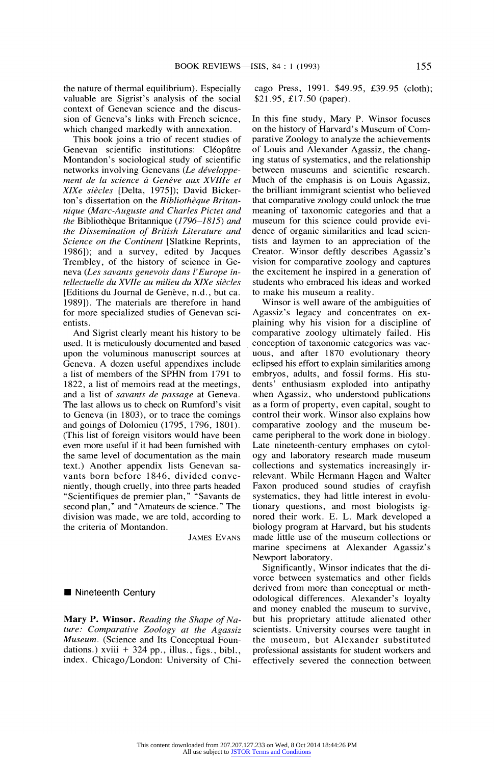the nature of thermal equilibrium). Especially valuable are Sigrist's analysis of the social context of Genevan science and the discussion of Geneva's links with French science, which changed markedly with annexation.

This book joins a trio of recent studies of Genevan scientific institutions: Cléopâtre Montandon's sociological study of scientific networks involving Genevans (*Le développement de la science à Genève aux XVIIIe et XIXe siècles* [Delta, 1975]); David Bickerton's dissertation on the *Bibliothèque Britannique* (*Marc-Auguste and Charles Pictet and the* Bibliothèque Britannique *(1796–1815) and the Dissemination of British Literature and Science on the Continent* [Slatkine Reprints, 1986]); and a survey, edited by Jacques Trembley, of the history of science in Geneva (*Les savants genevois dans l'Europe intellectuelle du XVIIe au milieu du XIXe siècles* [Editions du Journal de Genève, n.d., but ca. 1989]). The materials are therefore in hand for more specialized studies of Genevan scientists.

And Sigrist clearly meant his history to be used. It is meticulously documented and based upon the voluminous manuscript sources at Geneva. A dozen useful appendixes include a list of members of the SPHN from 1791 to 1822, a list of memoirs read at the meetings, and a list of *savants de passage* at Geneva. The last allows us to check on Rumford's visit to Geneva (in 1803), or to trace the comings and goings of Dolomieu (1795, 1796, 1801). (This list of foreign visitors would have been even more useful if it had been furnished with the same level of documentation as the main text.) Another appendix lists Genevan savants born before 1846, divided conveniently, though cruelly, into three parts headed "Scientifiques de premier plan," "Savants de second plan," and "Amateurs de science." The division was made, we are told, according to the criteria of Montandon.

JAMES EVANS

## Nineteenth Century

**Mary P. Winsor.** *Reading the Shape of Nature: Comparative Zoology at the Agassiz Museum*. (Science and Its Conceptual Foundations.) xviii + 324 pp., illus., figs., bibl., index. Chicago/London: University of Chicago Press, 1991. $49.95, £39.95 (cloth); $21.95, £17.50 (paper).

In this fine study, Mary P. Winsor focuses on the history of Harvard's Museum of Comparative Zoology to analyze the achievements of Louis and Alexander Agassiz, the changing status of systematics, and the relationship between museums and scientific research. Much of the emphasis is on Louis Agassiz, the brilliant immigrant scientist who believed that comparative zoology could unlock the true meaning of taxonomic categories and that a museum for this science could provide evidence of organic similarities and lead scientists and laymen to an appreciation of the Creator. Winsor deftly describes Agassiz's vision for comparative zoology and captures the excitement he inspired in a generation of students who embraced his ideas and worked to make his museum a reality.

Winsor is well aware of the ambiguities of Agassiz's legacy and concentrates on explaining why his vision for a discipline of comparative zoology ultimately failed. His conception of taxonomic categories was vacuous, and after 1870 evolutionary theory eclipsed his effort to explain similarities among embryos, adults, and fossil forms. His students' enthusiasm exploded into antipathy when Agassiz, who understood publications as a form of property, even capital, sought to control their work. Winsor also explains how comparative zoology and the museum became peripheral to the work done in biology. Late nineteenth-century emphases on cytology and laboratory research made museum collections and systematics increasingly irrelevant. While Hermann Hagen and Walter Faxon produced sound studies of crayfish systematics, they had little interest in evolutionary questions, and most biologists ignored their work. E. L. Mark developed a biology program at Harvard, but his students made little use of the museum collections or marine specimens at Alexander Agassiz's Newport laboratory.

Significantly, Winsor indicates that the divorce between systematics and other fields derived from more than conceptual or methodological differences. Alexander's loyalty and money enabled the museum to survive, but his proprietary attitude alienated other scientists. University courses were taught in the museum, but Alexander substituted professional assistants for student workers and effectively severed the connection between